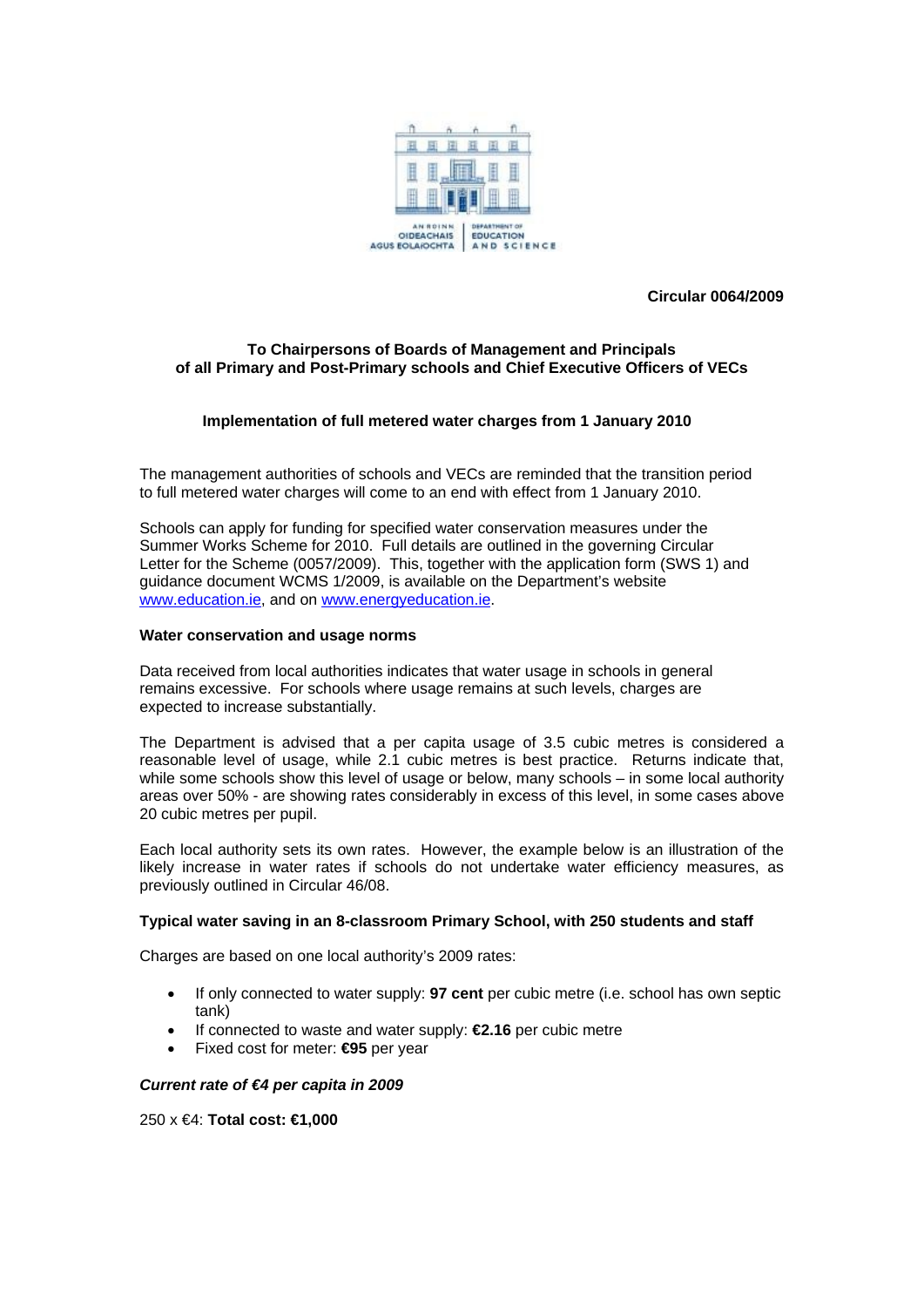AN ROINN OIDEACHAIS AGUS EOLAÍOCHTA | DEPARTMENT OF EDUCATION AND SCIENCE

**Circular 0064/2009**

**To Chairpersons of Boards of Management and Principals of all Primary and Post-Primary schools and Chief Executive Officers of VECs**

**Implementation of full metered water charges from 1 January 2010**

The management authorities of schools and VECs are reminded that the transition period to full metered water charges will come to an end with effect from 1 January 2010.

Schools can apply for funding for specified water conservation measures under the Summer Works Scheme for 2010. Full details are outlined in the governing Circular Letter for the Scheme (0057/2009). This, together with the application form (SWS 1) and guidance document WCMS 1/2009, is available on the Department's website www.education.ie, and on www.energyeducation.ie.

**Water conservation and usage norms**

Data received from local authorities indicates that water usage in schools in general remains excessive. For schools where usage remains at such levels, charges are expected to increase substantially.

The Department is advised that a per capita usage of 3.5 cubic metres is considered a reasonable level of usage, while 2.1 cubic metres is best practice. Returns indicate that, while some schools show this level of usage or below, many schools – in some local authority areas over 50% - are showing rates considerably in excess of this level, in some cases above 20 cubic metres per pupil.

Each local authority sets its own rates. However, the example below is an illustration of the likely increase in water rates if schools do not undertake water efficiency measures, as previously outlined in Circular 46/08.

**Typical water saving in an 8-classroom Primary School, with 250 students and staff**

Charges are based on one local authority's 2009 rates:

- If only connected to water supply: **97 cent** per cubic metre (i.e. school has own septic tank)
- If connected to waste and water supply: **€2.16** per cubic metre
- Fixed cost for meter: **€95** per year

***Current rate of €4 per capita in 2009***

250 x €4: **Total cost: €1,000**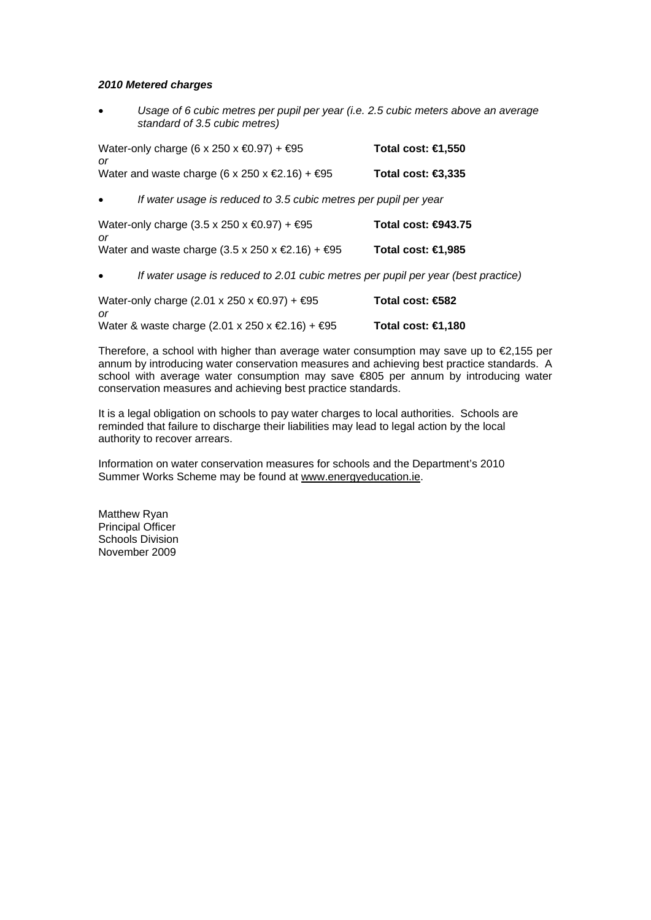***2010 Metered charges***

- *Usage of 6 cubic metres per pupil per year (i.e. 2.5 cubic meters above an average standard of 3.5 cubic metres)*

Water-only charge (6 x 250 x €0.97) + €95 **Total cost: €1,550**
*or*
Water and waste charge (6 x 250 x €2.16) + €95 **Total cost: €3,335**

- *If water usage is reduced to 3.5 cubic metres per pupil per year*

Water-only charge (3.5 x 250 x €0.97) + €95 **Total cost: €943.75**
*or*
Water and waste charge (3.5 x 250 x €2.16) + €95 **Total cost: €1,985**

- *If water usage is reduced to 2.01 cubic metres per pupil per year (best practice)*

Water-only charge (2.01 x 250 x €0.97) + €95 **Total cost: €582**
*or*
Water & waste charge (2.01 x 250 x €2.16) + €95 **Total cost: €1,180**

Therefore, a school with higher than average water consumption may save up to €2,155 per annum by introducing water conservation measures and achieving best practice standards. A school with average water consumption may save €805 per annum by introducing water conservation measures and achieving best practice standards.

It is a legal obligation on schools to pay water charges to local authorities. Schools are reminded that failure to discharge their liabilities may lead to legal action by the local authority to recover arrears.

Information on water conservation measures for schools and the Department's 2010 Summer Works Scheme may be found at www.energyeducation.ie.

Matthew Ryan
Principal Officer
Schools Division
November 2009